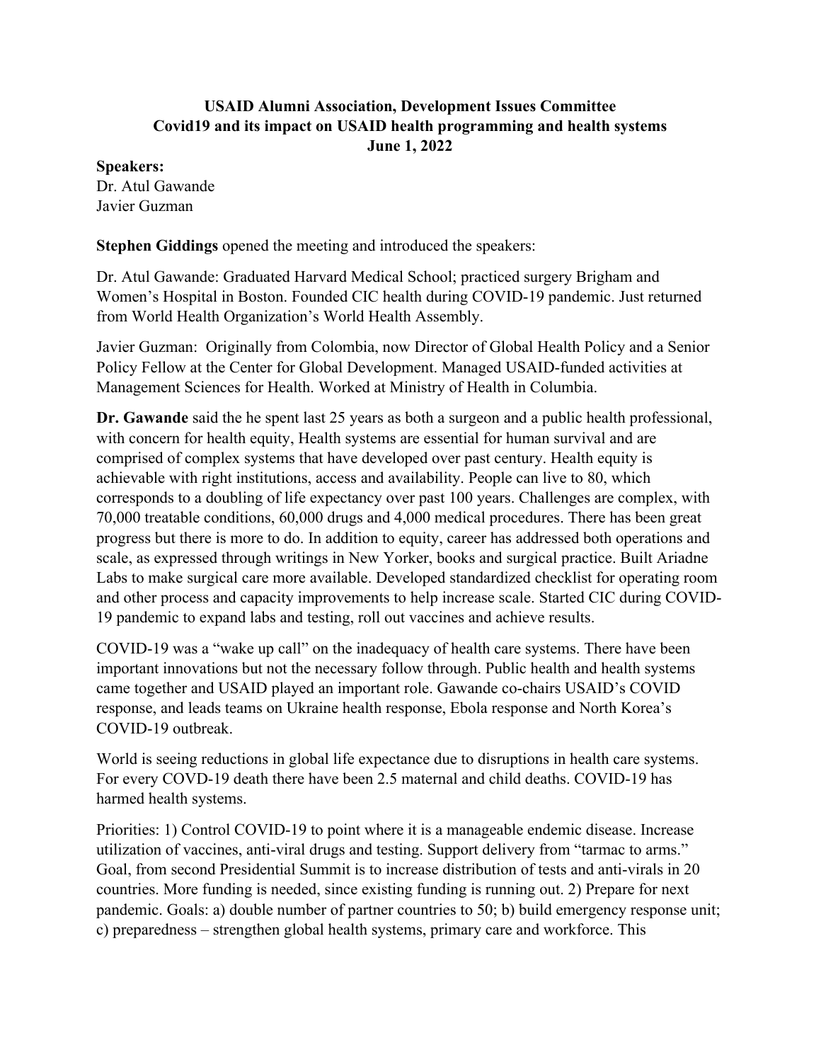**USAID Alumni Association, Development Issues Committee**
**Covid19 and its impact on USAID health programming and health systems**
**June 1, 2022**

**Speakers:**
Dr. Atul Gawande
Javier Guzman

**Stephen Giddings** opened the meeting and introduced the speakers:

Dr. Atul Gawande: Graduated Harvard Medical School; practiced surgery Brigham and Women's Hospital in Boston. Founded CIC health during COVID-19 pandemic. Just returned from World Health Organization's World Health Assembly.

Javier Guzman: Originally from Colombia, now Director of Global Health Policy and a Senior Policy Fellow at the Center for Global Development. Managed USAID-funded activities at Management Sciences for Health. Worked at Ministry of Health in Columbia.

**Dr. Gawande** said the he spent last 25 years as both a surgeon and a public health professional, with concern for health equity, Health systems are essential for human survival and are comprised of complex systems that have developed over past century. Health equity is achievable with right institutions, access and availability. People can live to 80, which corresponds to a doubling of life expectancy over past 100 years. Challenges are complex, with 70,000 treatable conditions, 60,000 drugs and 4,000 medical procedures. There has been great progress but there is more to do. In addition to equity, career has addressed both operations and scale, as expressed through writings in New Yorker, books and surgical practice. Built Ariadne Labs to make surgical care more available. Developed standardized checklist for operating room and other process and capacity improvements to help increase scale. Started CIC during COVID-19 pandemic to expand labs and testing, roll out vaccines and achieve results.

COVID-19 was a "wake up call" on the inadequacy of health care systems. There have been important innovations but not the necessary follow through. Public health and health systems came together and USAID played an important role. Gawande co-chairs USAID's COVID response, and leads teams on Ukraine health response, Ebola response and North Korea's COVID-19 outbreak.

World is seeing reductions in global life expectance due to disruptions in health care systems. For every COVD-19 death there have been 2.5 maternal and child deaths. COVID-19 has harmed health systems.

Priorities: 1) Control COVID-19 to point where it is a manageable endemic disease. Increase utilization of vaccines, anti-viral drugs and testing. Support delivery from "tarmac to arms." Goal, from second Presidential Summit is to increase distribution of tests and anti-virals in 20 countries. More funding is needed, since existing funding is running out. 2) Prepare for next pandemic. Goals: a) double number of partner countries to 50; b) build emergency response unit; c) preparedness – strengthen global health systems, primary care and workforce. This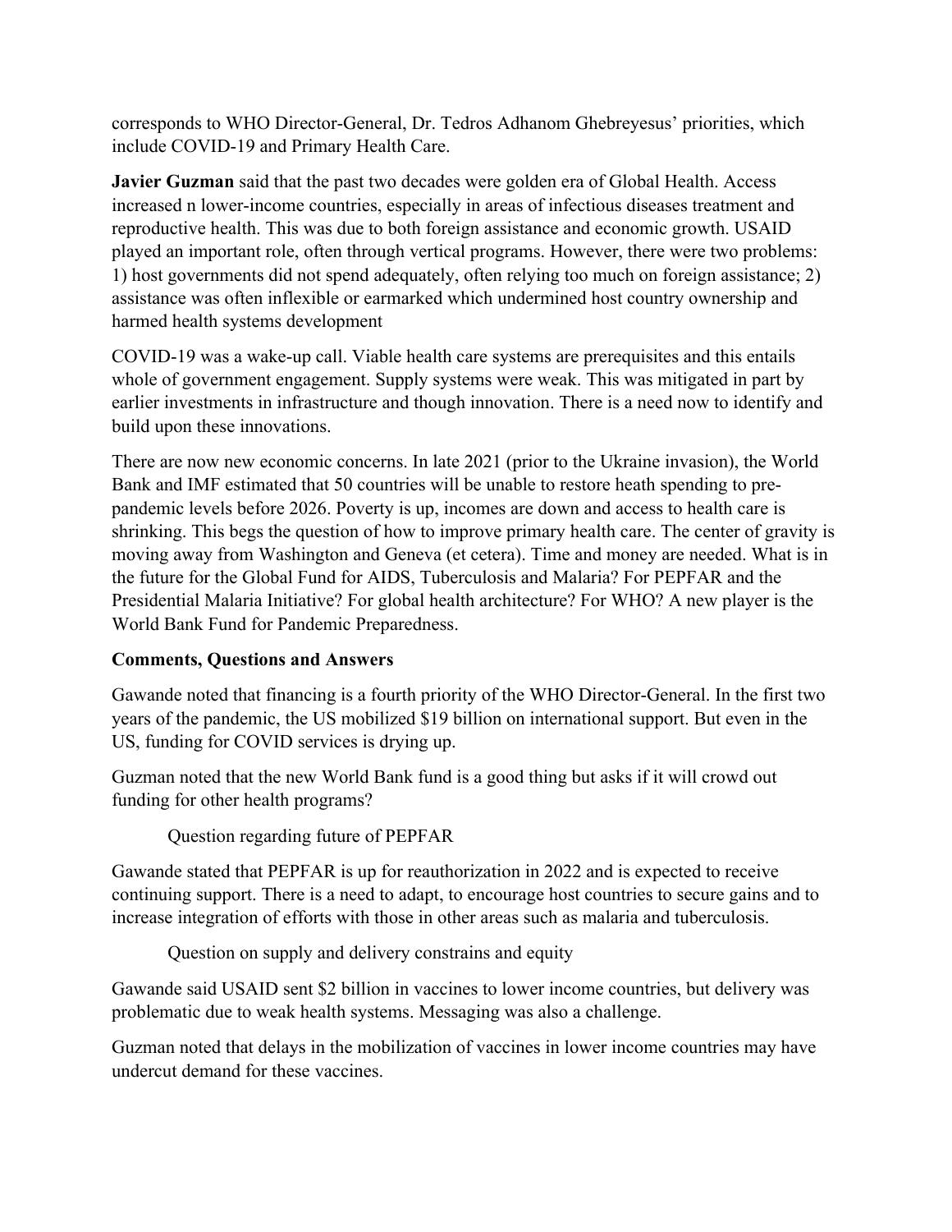corresponds to WHO Director-General, Dr. Tedros Adhanom Ghebreyesus' priorities, which include COVID-19 and Primary Health Care.

**Javier Guzman** said that the past two decades were golden era of Global Health. Access increased n lower-income countries, especially in areas of infectious diseases treatment and reproductive health. This was due to both foreign assistance and economic growth. USAID played an important role, often through vertical programs. However, there were two problems: 1) host governments did not spend adequately, often relying too much on foreign assistance; 2) assistance was often inflexible or earmarked which undermined host country ownership and harmed health systems development

COVID-19 was a wake-up call. Viable health care systems are prerequisites and this entails whole of government engagement. Supply systems were weak. This was mitigated in part by earlier investments in infrastructure and though innovation. There is a need now to identify and build upon these innovations.

There are now new economic concerns. In late 2021 (prior to the Ukraine invasion), the World Bank and IMF estimated that 50 countries will be unable to restore heath spending to pre-pandemic levels before 2026. Poverty is up, incomes are down and access to health care is shrinking. This begs the question of how to improve primary health care. The center of gravity is moving away from Washington and Geneva (et cetera). Time and money are needed. What is in the future for the Global Fund for AIDS, Tuberculosis and Malaria? For PEPFAR and the Presidential Malaria Initiative? For global health architecture? For WHO? A new player is the World Bank Fund for Pandemic Preparedness.

**Comments, Questions and Answers**

Gawande noted that financing is a fourth priority of the WHO Director-General. In the first two years of the pandemic, the US mobilized $19 billion on international support. But even in the US, funding for COVID services is drying up.

Guzman noted that the new World Bank fund is a good thing but asks if it will crowd out funding for other health programs?

Question regarding future of PEPFAR

Gawande stated that PEPFAR is up for reauthorization in 2022 and is expected to receive continuing support. There is a need to adapt, to encourage host countries to secure gains and to increase integration of efforts with those in other areas such as malaria and tuberculosis.

Question on supply and delivery constrains and equity

Gawande said USAID sent $2 billion in vaccines to lower income countries, but delivery was problematic due to weak health systems. Messaging was also a challenge.

Guzman noted that delays in the mobilization of vaccines in lower income countries may have undercut demand for these vaccines.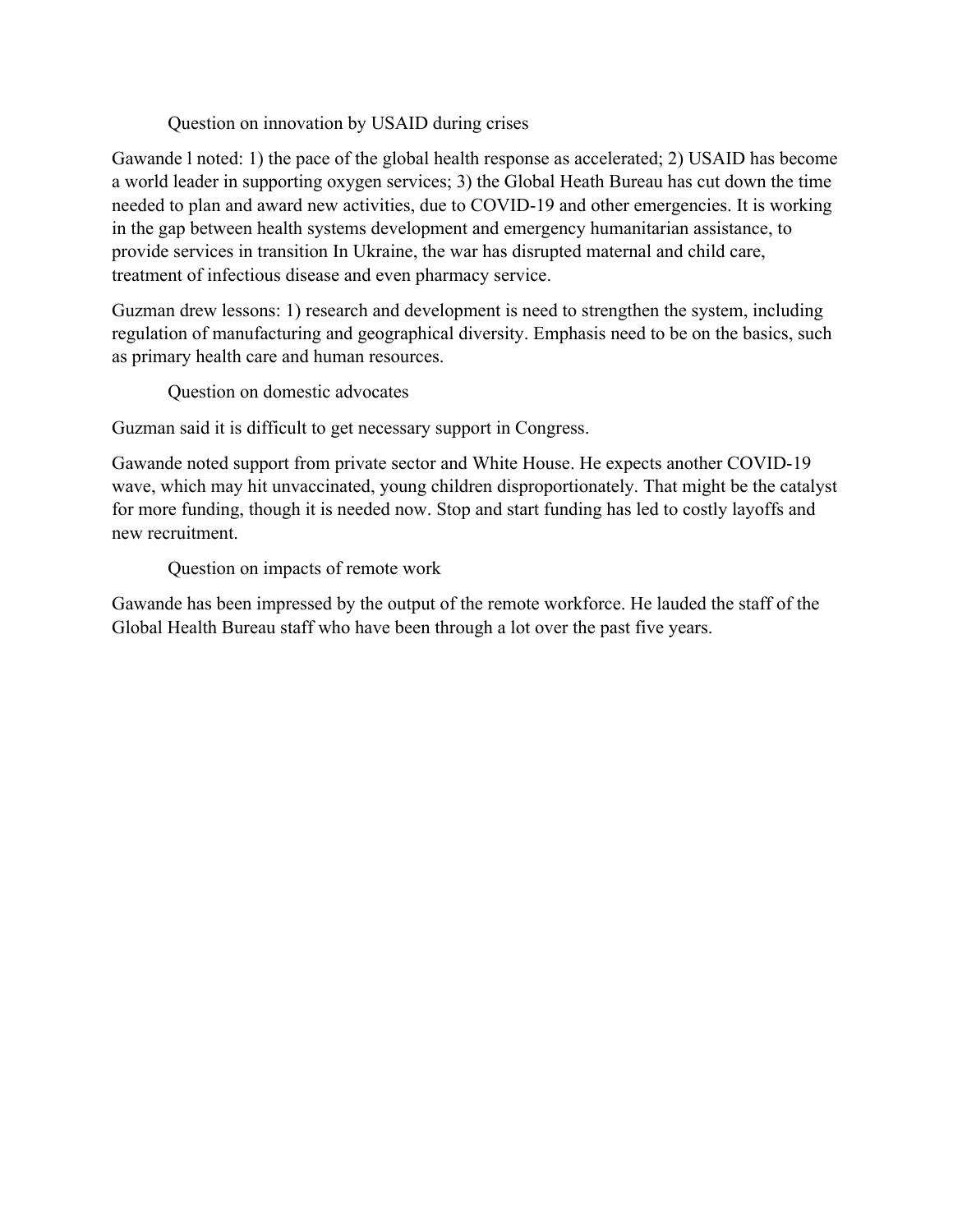Question on innovation by USAID during crises

Gawande l noted: 1) the pace of the global health response as accelerated; 2) USAID has become a world leader in supporting oxygen services; 3) the Global Heath Bureau has cut down the time needed to plan and award new activities, due to COVID-19 and other emergencies. It is working in the gap between health systems development and emergency humanitarian assistance, to provide services in transition In Ukraine, the war has disrupted maternal and child care, treatment of infectious disease and even pharmacy service.

Guzman drew lessons: 1) research and development is need to strengthen the system, including regulation of manufacturing and geographical diversity. Emphasis need to be on the basics, such as primary health care and human resources.

Question on domestic advocates

Guzman said it is difficult to get necessary support in Congress.

Gawande noted support from private sector and White House. He expects another COVID-19 wave, which may hit unvaccinated, young children disproportionately. That might be the catalyst for more funding, though it is needed now. Stop and start funding has led to costly layoffs and new recruitment.

Question on impacts of remote work

Gawande has been impressed by the output of the remote workforce. He lauded the staff of the Global Health Bureau staff who have been through a lot over the past five years.